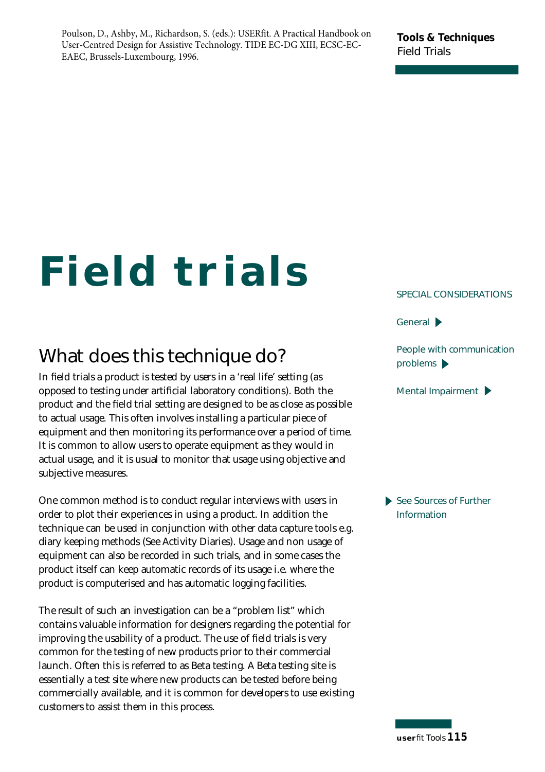Poulson, D., Ashby, M., Richardson, S. (eds.): USERfit. A Practical Handbook on User-Centred Design for Assistive Technology. TIDE EC-DG XIII, ECSC-EC-EAEC, Brussels-Luxembourg, 1996.

# Field trials

## What does this technique do?

In field trials a product is tested by users in a 'real life' setting (as opposed to testing under artificial laboratory conditions). Both the product and the field trial setting are designed to be as close as possible to actual usage. This often involves installing a particular piece of equipment and then monitoring its performance over a period of time. It is common to allow users to operate equipment as they would in actual usage, and it is usual to monitor that usage using objective and subjective measures.

One common method is to conduct regular interviews with users in order to plot their experiences in using a product. In addition the technique can be used in conjunction with other data capture tools e.g. diary keeping methods (See Activity Diaries). Usage and non usage of equipment can also be recorded in such trials, and in some cases the product itself can keep automatic records of its usage i.e. where the product is computerised and has automatic logging facilities.

The result of such an investigation can be a "problem list" which contains valuable information for designers regarding the potential for improving the usability of a product. The use of field trials is very common for the testing of new products prior to their commercial launch. Often this is referred to as Beta testing. A Beta testing site is essentially a test site where new products can be tested before being commercially available, and it is common for developers to use existing customers to assist them in this process.

SPECIAL CONSIDERATIONS

General ▶

People with communication problems ▶

Mental Impairment ▶

▶ See Sources of Further Information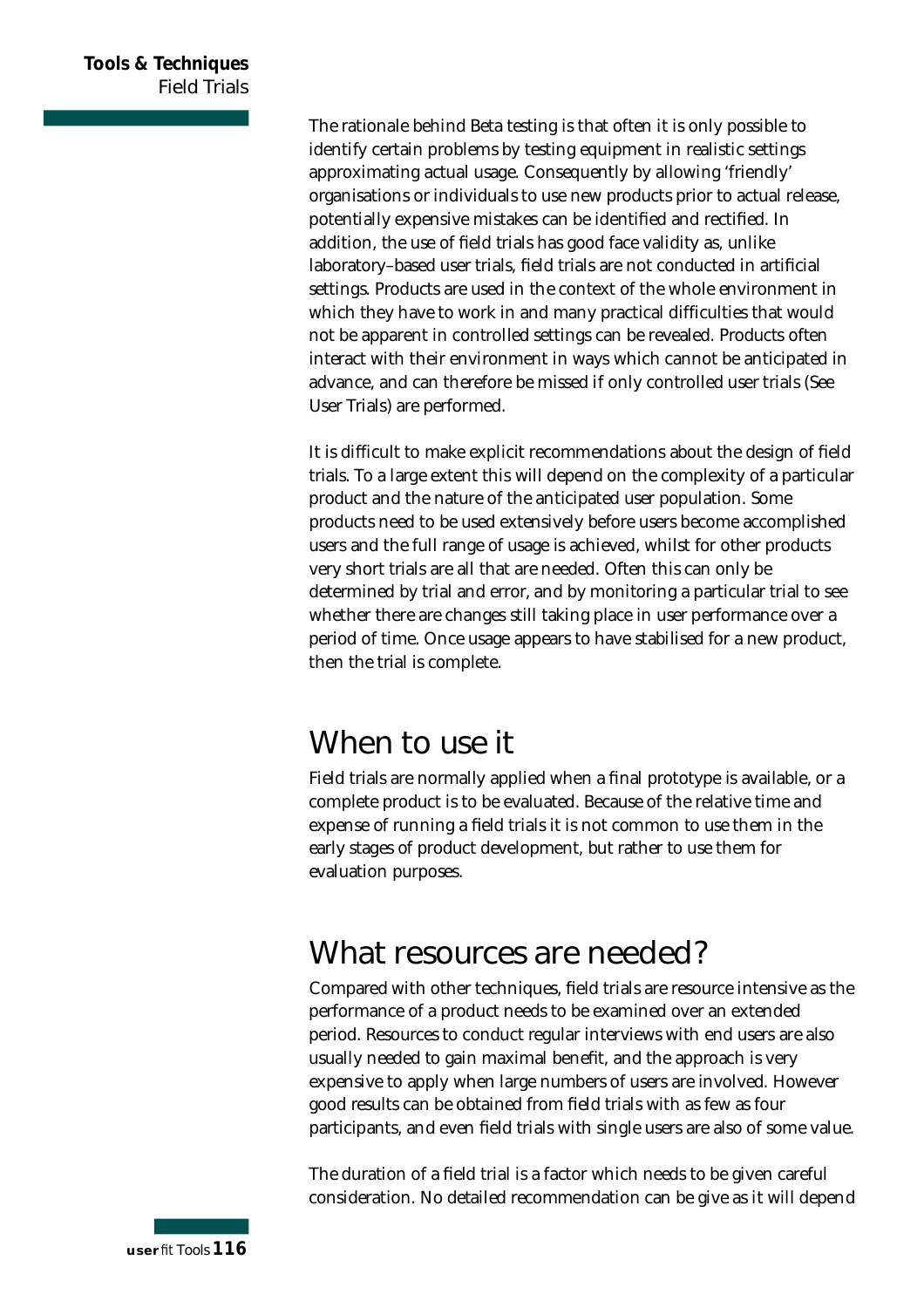The rationale behind Beta testing is that often it is only possible to identify certain problems by testing equipment in realistic settings approximating actual usage. Consequently by allowing 'friendly' organisations or individuals to use new products prior to actual release, potentially expensive mistakes can be identified and rectified. In addition, the use of field trials has good face validity as, unlike laboratory–based user trials, field trials are not conducted in artificial settings. Products are used in the context of the whole environment in which they have to work in and many practical difficulties that would not be apparent in controlled settings can be revealed. Products often interact with their environment in ways which cannot be anticipated in advance, and can therefore be missed if only controlled user trials (See User Trials) are performed.

It is difficult to make explicit recommendations about the design of field trials. To a large extent this will depend on the complexity of a particular product and the nature of the anticipated user population. Some products need to be used extensively before users become accomplished users and the full range of usage is achieved, whilst for other products very short trials are all that are needed. Often this can only be determined by trial and error, and by monitoring a particular trial to see whether there are changes still taking place in user performance over a period of time. Once usage appears to have stabilised for a new product, then the trial is complete.

## When to use it

Field trials are normally applied when a final prototype is available, or a complete product is to be evaluated. Because of the relative time and expense of running a field trials it is not common to use them in the early stages of product development, but rather to use them for evaluation purposes.

## What resources are needed?

Compared with other techniques, field trials are resource intensive as the performance of a product needs to be examined over an extended period. Resources to conduct regular interviews with end users are also usually needed to gain maximal benefit, and the approach is very expensive to apply when large numbers of users are involved. However good results can be obtained from field trials with as few as four participants, and even field trials with single users are also of some value.

The duration of a field trial is a factor which needs to be given careful consideration. No detailed recommendation can be give as it will depend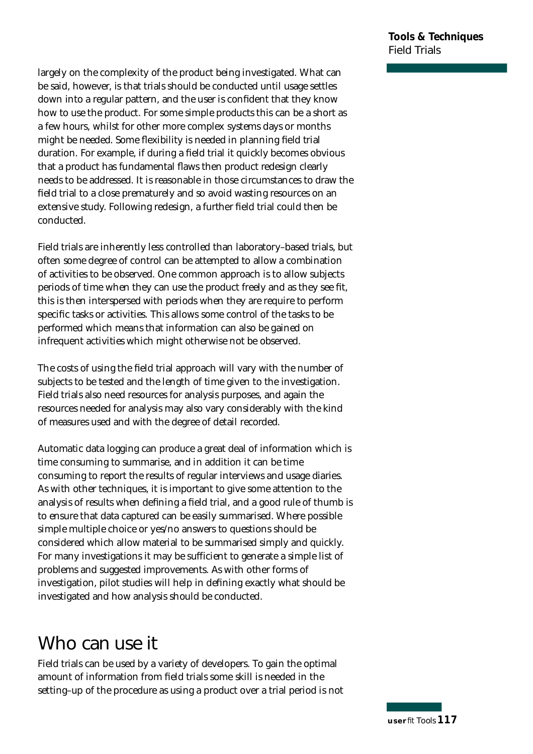largely on the complexity of the product being investigated. What can be said, however, is that trials should be conducted until usage settles down into a regular pattern, and the user is confident that they know how to use the product. For some simple products this can be a short as a few hours, whilst for other more complex systems days or months might be needed. Some flexibility is needed in planning field trial duration. For example, if during a field trial it quickly becomes obvious that a product has fundamental flaws then product redesign clearly needs to be addressed. It is reasonable in those circumstances to draw the field trial to a close prematurely and so avoid wasting resources on an extensive study. Following redesign, a further field trial could then be conducted.

Field trials are inherently less controlled than laboratory–based trials, but often some degree of control can be attempted to allow a combination of activities to be observed. One common approach is to allow subjects periods of time when they can use the product freely and as they see fit, this is then interspersed with periods when they are require to perform specific tasks or activities. This allows some control of the tasks to be performed which means that information can also be gained on infrequent activities which might otherwise not be observed.

The costs of using the field trial approach will vary with the number of subjects to be tested and the length of time given to the investigation. Field trials also need resources for analysis purposes, and again the resources needed for analysis may also vary considerably with the kind of measures used and with the degree of detail recorded.

Automatic data logging can produce a great deal of information which is time consuming to summarise, and in addition it can be time consuming to report the results of regular interviews and usage diaries. As with other techniques, it is important to give some attention to the analysis of results when defining a field trial, and a good rule of thumb is to ensure that data captured can be easily summarised. Where possible simple multiple choice or yes/no answers to questions should be considered which allow material to be summarised simply and quickly. For many investigations it may be sufficient to generate a simple list of problems and suggested improvements. As with other forms of investigation, pilot studies will help in defining exactly what should be investigated and how analysis should be conducted.

## Who can use it

Field trials can be used by a variety of developers. To gain the optimal amount of information from field trials some skill is needed in the setting–up of the procedure as using a product over a trial period is not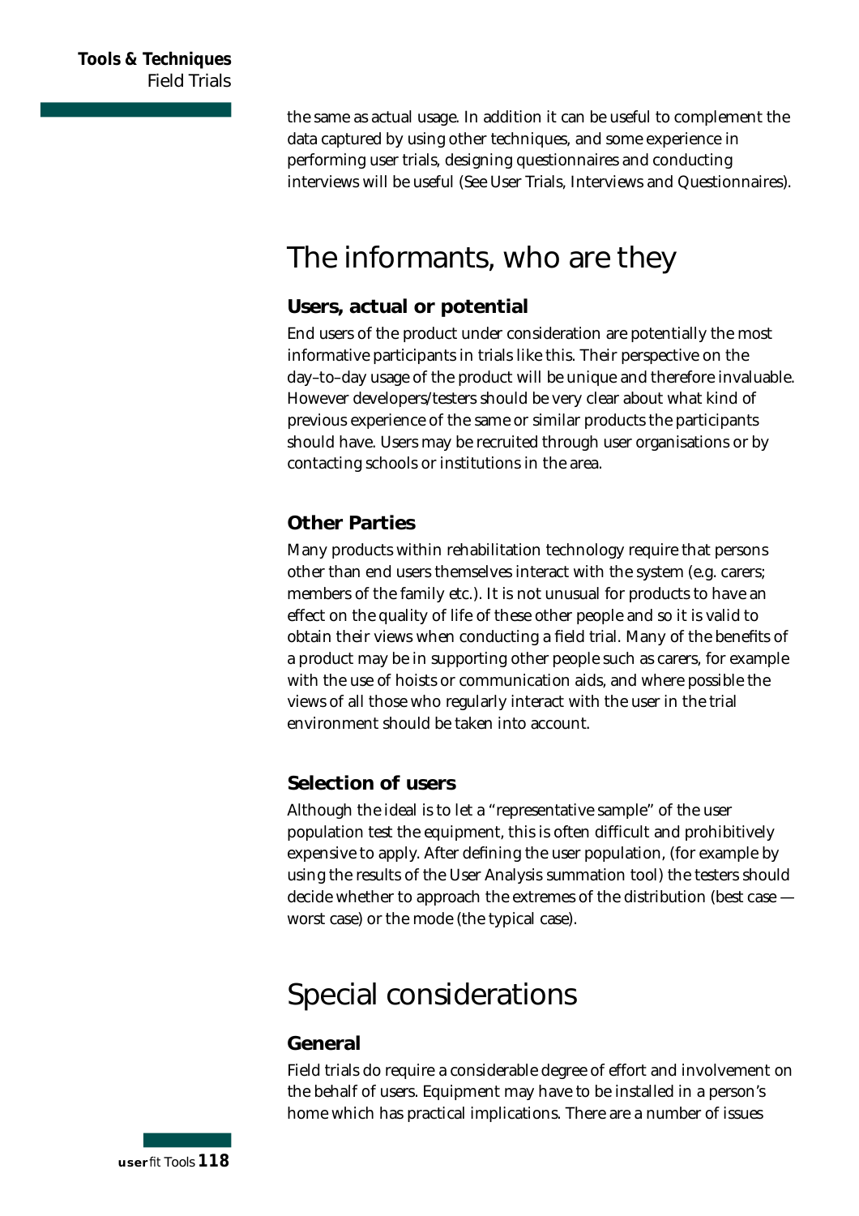the same as actual usage. In addition it can be useful to complement the data captured by using other techniques, and some experience in performing user trials, designing questionnaires and conducting interviews will be useful (See User Trials, Interviews and Questionnaires).

# The informants, who are they

### Users, actual or potential

End users of the product under consideration are potentially the most informative participants in trials like this. Their perspective on the day–to–day usage of the product will be unique and therefore invaluable. However developers/testers should be very clear about what kind of previous experience of the same or similar products the participants should have. Users may be recruited through user organisations or by contacting schools or institutions in the area.

### Other Parties

Many products within rehabilitation technology require that persons other than end users themselves interact with the system (e.g. carers; members of the family etc.). It is not unusual for products to have an effect on the quality of life of these other people and so it is valid to obtain their views when conducting a field trial. Many of the benefits of a product may be in supporting other people such as carers, for example with the use of hoists or communication aids, and where possible the views of all those who regularly interact with the user in the trial environment should be taken into account.

### Selection of users

Although the ideal is to let a "representative sample" of the user population test the equipment, this is often difficult and prohibitively expensive to apply. After defining the user population, (for example by using the results of the User Analysis summation tool) the testers should decide whether to approach the extremes of the distribution (best case — worst case) or the mode (the typical case).

# Special considerations

### General

Field trials do require a considerable degree of effort and involvement on the behalf of users. Equipment may have to be installed in a person's home which has practical implications. There are a number of issues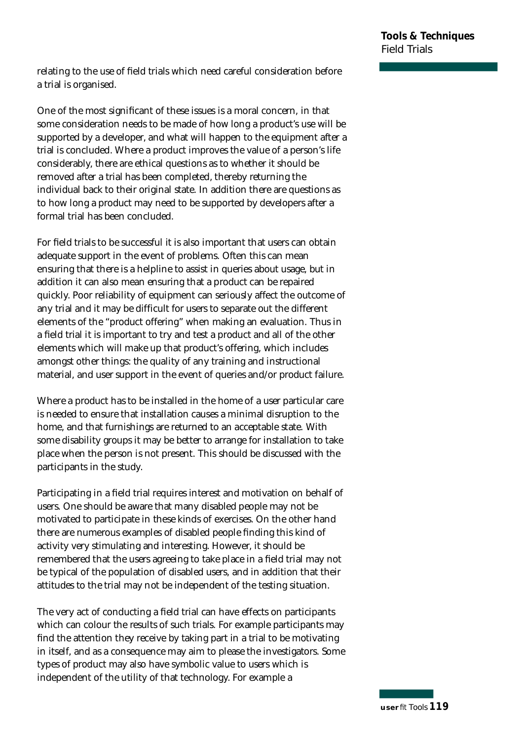relating to the use of field trials which need careful consideration before a trial is organised.

One of the most significant of these issues is a moral concern, in that some consideration needs to be made of how long a product's use will be supported by a developer, and what will happen to the equipment after a trial is concluded. Where a product improves the value of a person's life considerably, there are ethical questions as to whether it should be removed after a trial has been completed, thereby returning the individual back to their original state. In addition there are questions as to how long a product may need to be supported by developers after a formal trial has been concluded.

For field trials to be successful it is also important that users can obtain adequate support in the event of problems. Often this can mean ensuring that there is a helpline to assist in queries about usage, but in addition it can also mean ensuring that a product can be repaired quickly. Poor reliability of equipment can seriously affect the outcome of any trial and it may be difficult for users to separate out the different elements of the "product offering" when making an evaluation. Thus in a field trial it is important to try and test a product and all of the other elements which will make up that product's offering, which includes amongst other things: the quality of any training and instructional material, and user support in the event of queries and/or product failure.

Where a product has to be installed in the home of a user particular care is needed to ensure that installation causes a minimal disruption to the home, and that furnishings are returned to an acceptable state. With some disability groups it may be better to arrange for installation to take place when the person is not present. This should be discussed with the participants in the study.

Participating in a field trial requires interest and motivation on behalf of users. One should be aware that many disabled people may not be motivated to participate in these kinds of exercises. On the other hand there are numerous examples of disabled people finding this kind of activity very stimulating and interesting. However, it should be remembered that the users agreeing to take place in a field trial may not be typical of the population of disabled users, and in addition that their attitudes to the trial may not be independent of the testing situation.

The very act of conducting a field trial can have effects on participants which can colour the results of such trials. For example participants may find the attention they receive by taking part in a trial to be motivating in itself, and as a consequence may aim to please the investigators. Some types of product may also have symbolic value to users which is independent of the utility of that technology. For example a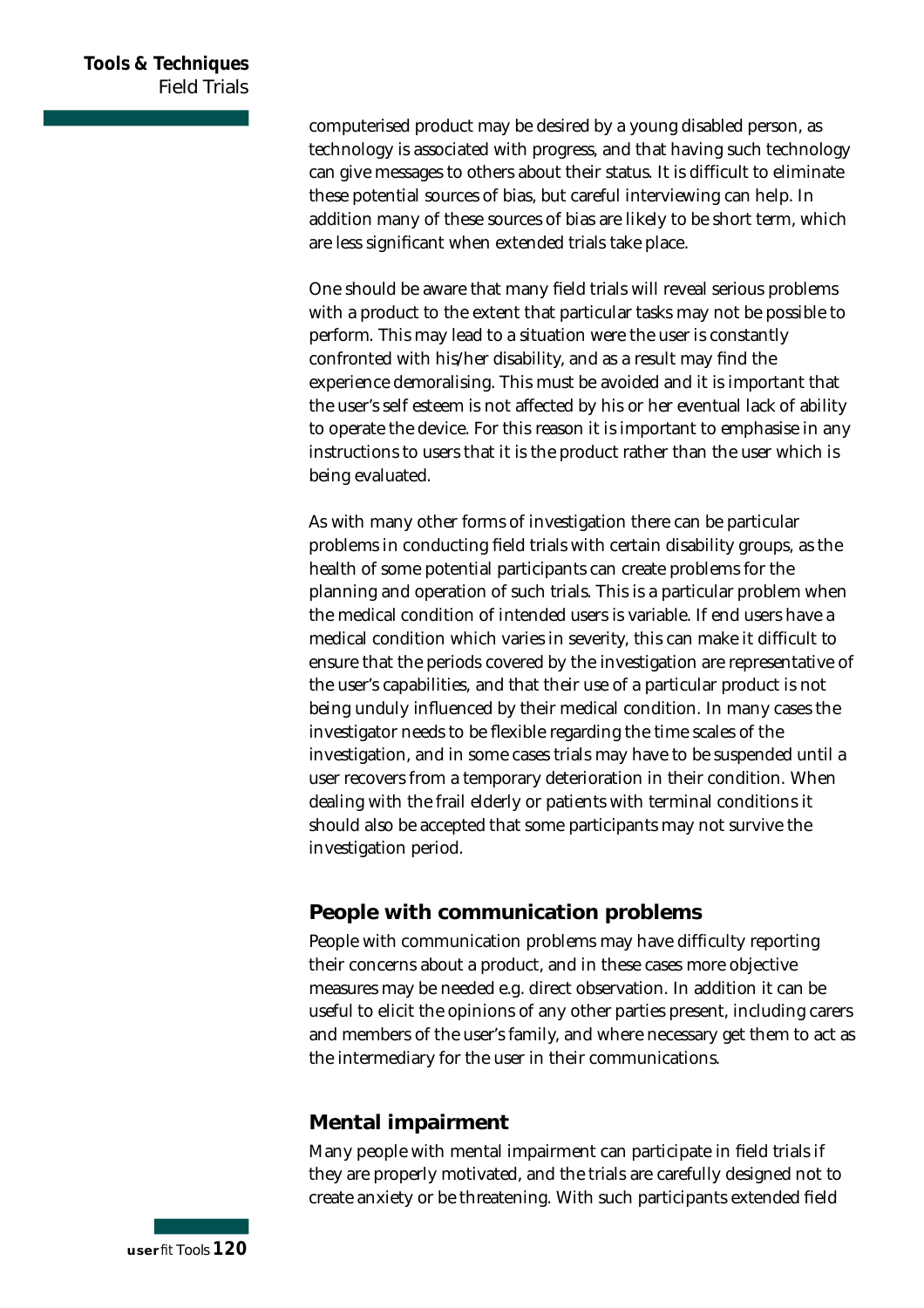computerised product may be desired by a young disabled person, as technology is associated with progress, and that having such technology can give messages to others about their status. It is difficult to eliminate these potential sources of bias, but careful interviewing can help. In addition many of these sources of bias are likely to be short term, which are less significant when extended trials take place.

One should be aware that many field trials will reveal serious problems with a product to the extent that particular tasks may not be possible to perform. This may lead to a situation were the user is constantly confronted with his/her disability, and as a result may find the experience demoralising. This must be avoided and it is important that the user's self esteem is not affected by his or her eventual lack of ability to operate the device. For this reason it is important to emphasise in any instructions to users that it is the product rather than the user which is being evaluated.

As with many other forms of investigation there can be particular problems in conducting field trials with certain disability groups, as the health of some potential participants can create problems for the planning and operation of such trials. This is a particular problem when the medical condition of intended users is variable. If end users have a medical condition which varies in severity, this can make it difficult to ensure that the periods covered by the investigation are representative of the user's capabilities, and that their use of a particular product is not being unduly influenced by their medical condition. In many cases the investigator needs to be flexible regarding the time scales of the investigation, and in some cases trials may have to be suspended until a user recovers from a temporary deterioration in their condition. When dealing with the frail elderly or patients with terminal conditions it should also be accepted that some participants may not survive the investigation period.

## People with communication problems

People with communication problems may have difficulty reporting their concerns about a product, and in these cases more objective measures may be needed e.g. direct observation. In addition it can be useful to elicit the opinions of any other parties present, including carers and members of the user's family, and where necessary get them to act as the intermediary for the user in their communications.

## Mental impairment

Many people with mental impairment can participate in field trials if they are properly motivated, and the trials are carefully designed not to create anxiety or be threatening. With such participants extended field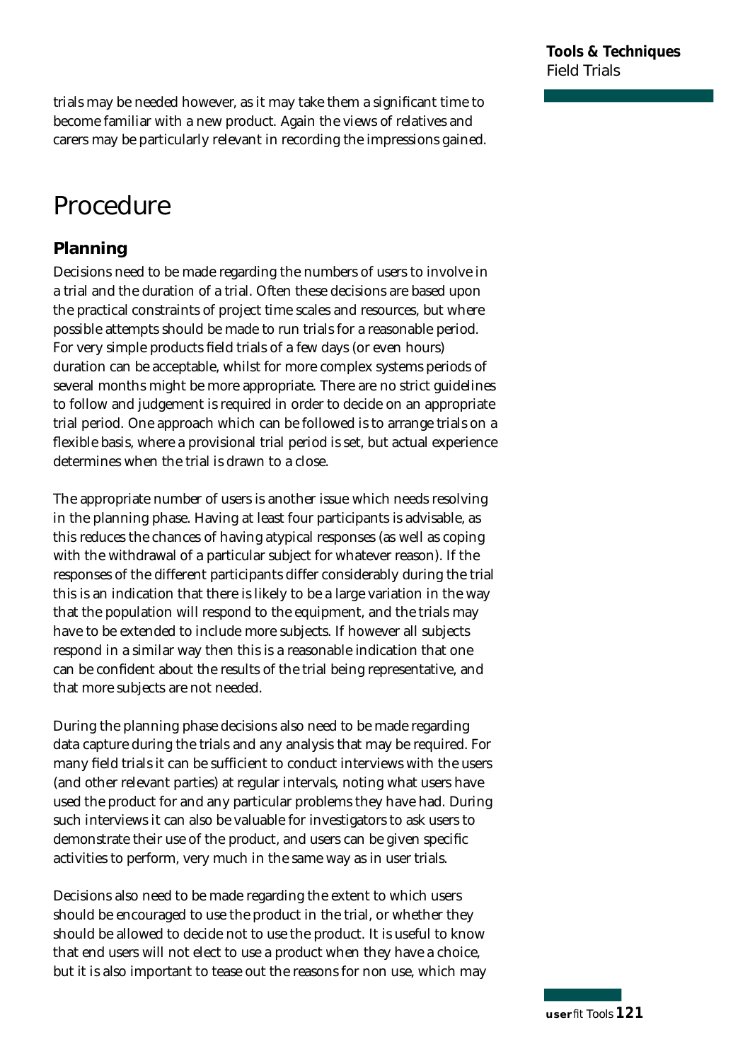trials may be needed however, as it may take them a significant time to become familiar with a new product. Again the views of relatives and carers may be particularly relevant in recording the impressions gained.

# Procedure

## Planning

Decisions need to be made regarding the numbers of users to involve in a trial and the duration of a trial. Often these decisions are based upon the practical constraints of project time scales and resources, but where possible attempts should be made to run trials for a reasonable period. For very simple products field trials of a few days (or even hours) duration can be acceptable, whilst for more complex systems periods of several months might be more appropriate. There are no strict guidelines to follow and judgement is required in order to decide on an appropriate trial period. One approach which can be followed is to arrange trials on a flexible basis, where a provisional trial period is set, but actual experience determines when the trial is drawn to a close.

The appropriate number of users is another issue which needs resolving in the planning phase. Having at least four participants is advisable, as this reduces the chances of having atypical responses (as well as coping with the withdrawal of a particular subject for whatever reason). If the responses of the different participants differ considerably during the trial this is an indication that there is likely to be a large variation in the way that the population will respond to the equipment, and the trials may have to be extended to include more subjects. If however all subjects respond in a similar way then this is a reasonable indication that one can be confident about the results of the trial being representative, and that more subjects are not needed.

During the planning phase decisions also need to be made regarding data capture during the trials and any analysis that may be required. For many field trials it can be sufficient to conduct interviews with the users (and other relevant parties) at regular intervals, noting what users have used the product for and any particular problems they have had. During such interviews it can also be valuable for investigators to ask users to demonstrate their use of the product, and users can be given specific activities to perform, very much in the same way as in user trials.

Decisions also need to be made regarding the extent to which users should be encouraged to use the product in the trial, or whether they should be allowed to decide not to use the product. It is useful to know that end users will not elect to use a product when they have a choice, but it is also important to tease out the reasons for non use, which may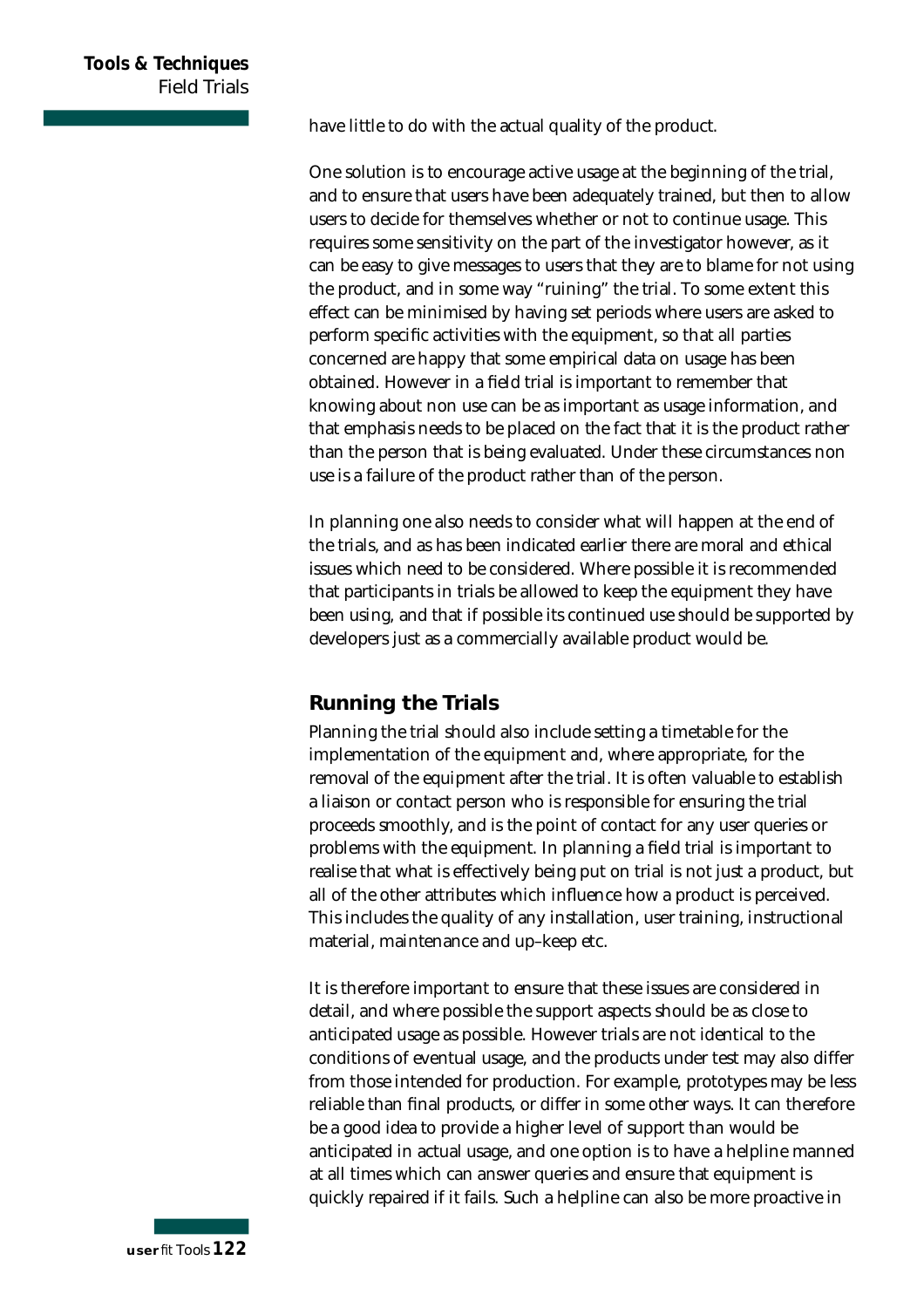have little to do with the actual quality of the product.

One solution is to encourage active usage at the beginning of the trial, and to ensure that users have been adequately trained, but then to allow users to decide for themselves whether or not to continue usage. This requires some sensitivity on the part of the investigator however, as it can be easy to give messages to users that they are to blame for not using the product, and in some way "ruining" the trial. To some extent this effect can be minimised by having set periods where users are asked to perform specific activities with the equipment, so that all parties concerned are happy that some empirical data on usage has been obtained. However in a field trial is important to remember that knowing about non use can be as important as usage information, and that emphasis needs to be placed on the fact that it is the product rather than the person that is being evaluated. Under these circumstances non use is a failure of the product rather than of the person.

In planning one also needs to consider what will happen at the end of the trials, and as has been indicated earlier there are moral and ethical issues which need to be considered. Where possible it is recommended that participants in trials be allowed to keep the equipment they have been using, and that if possible its continued use should be supported by developers just as a commercially available product would be.

## Running the Trials

Planning the trial should also include setting a timetable for the implementation of the equipment and, where appropriate, for the removal of the equipment after the trial. It is often valuable to establish a liaison or contact person who is responsible for ensuring the trial proceeds smoothly, and is the point of contact for any user queries or problems with the equipment. In planning a field trial is important to realise that what is effectively being put on trial is not just a product, but all of the other attributes which influence how a product is perceived. This includes the quality of any installation, user training, instructional material, maintenance and up–keep etc.

It is therefore important to ensure that these issues are considered in detail, and where possible the support aspects should be as close to anticipated usage as possible. However trials are not identical to the conditions of eventual usage, and the products under test may also differ from those intended for production. For example, prototypes may be less reliable than final products, or differ in some other ways. It can therefore be a good idea to provide a higher level of support than would be anticipated in actual usage, and one option is to have a helpline manned at all times which can answer queries and ensure that equipment is quickly repaired if it fails. Such a helpline can also be more proactive in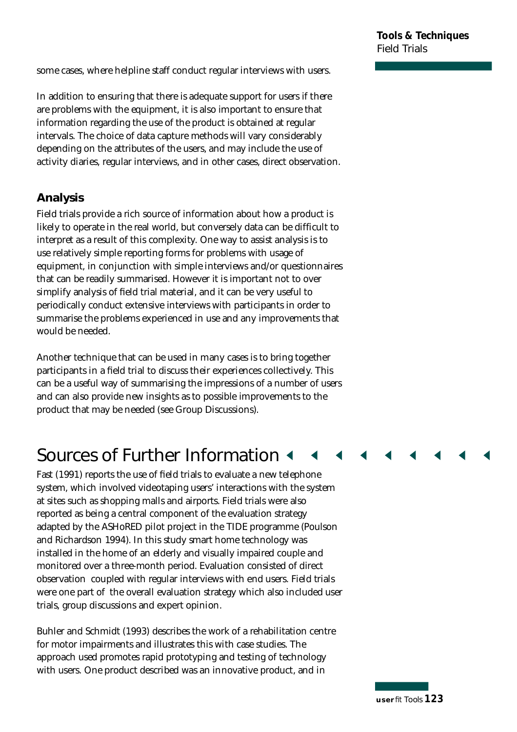some cases, where helpline staff conduct regular interviews with users.

In addition to ensuring that there is adequate support for users if there are problems with the equipment, it is also important to ensure that information regarding the use of the product is obtained at regular intervals. The choice of data capture methods will vary considerably depending on the attributes of the users, and may include the use of activity diaries, regular interviews, and in other cases, direct observation.

### Analysis

Field trials provide a rich source of information about how a product is likely to operate in the real world, but conversely data can be difficult to interpret as a result of this complexity. One way to assist analysis is to use relatively simple reporting forms for problems with usage of equipment, in conjunction with simple interviews and/or questionnaires that can be readily summarised. However it is important not to over simplify analysis of field trial material, and it can be very useful to periodically conduct extensive interviews with participants in order to summarise the problems experienced in use and any improvements that would be needed.

Another technique that can be used in many cases is to bring together participants in a field trial to discuss their experiences collectively. This can be a useful way of summarising the impressions of a number of users and can also provide new insights as to possible improvements to the product that may be needed (see Group Discussions).

## Sources of Further Information

Fast (1991) reports the use of field trials to evaluate a new telephone system, which involved videotaping users' interactions with the system at sites such as shopping malls and airports. Field trials were also reported as being a central component of the evaluation strategy adapted by the ASHoRED pilot project in the TIDE programme (Poulson and Richardson 1994). In this study smart home technology was installed in the home of an elderly and visually impaired couple and monitored over a three-month period. Evaluation consisted of direct observation coupled with regular interviews with end users. Field trials were one part of the overall evaluation strategy which also included user trials, group discussions and expert opinion.

Buhler and Schmidt (1993) describes the work of a rehabilitation centre for motor impairments and illustrates this with case studies. The approach used promotes rapid prototyping and testing of technology with users. One product described was an innovative product, and in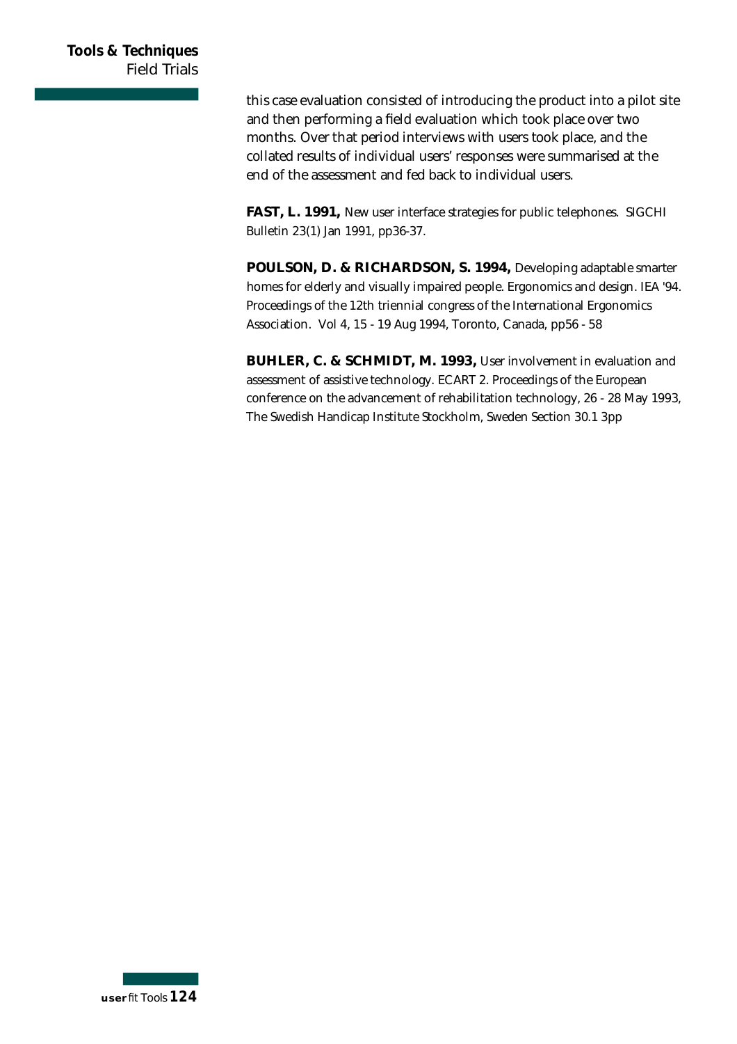this case evaluation consisted of introducing the product into a pilot site and then performing a field evaluation which took place over two months. Over that period interviews with users took place, and the collated results of individual users' responses were summarised at the end of the assessment and fed back to individual users.

**FAST, L. 1991,** New user interface strategies for public telephones. SIGCHI Bulletin 23(1) Jan 1991, pp36-37.

**POULSON, D. & RICHARDSON, S. 1994,** Developing adaptable smarter homes for elderly and visually impaired people. Ergonomics and design. IEA '94. Proceedings of the 12th triennial congress of the International Ergonomics Association. Vol 4, 15 - 19 Aug 1994, Toronto, Canada, pp56 - 58

**BUHLER, C. & SCHMIDT, M. 1993,** User involvement in evaluation and assessment of assistive technology. ECART 2. Proceedings of the European conference on the advancement of rehabilitation technology, 26 - 28 May 1993, The Swedish Handicap Institute Stockholm, Sweden Section 30.1 3pp